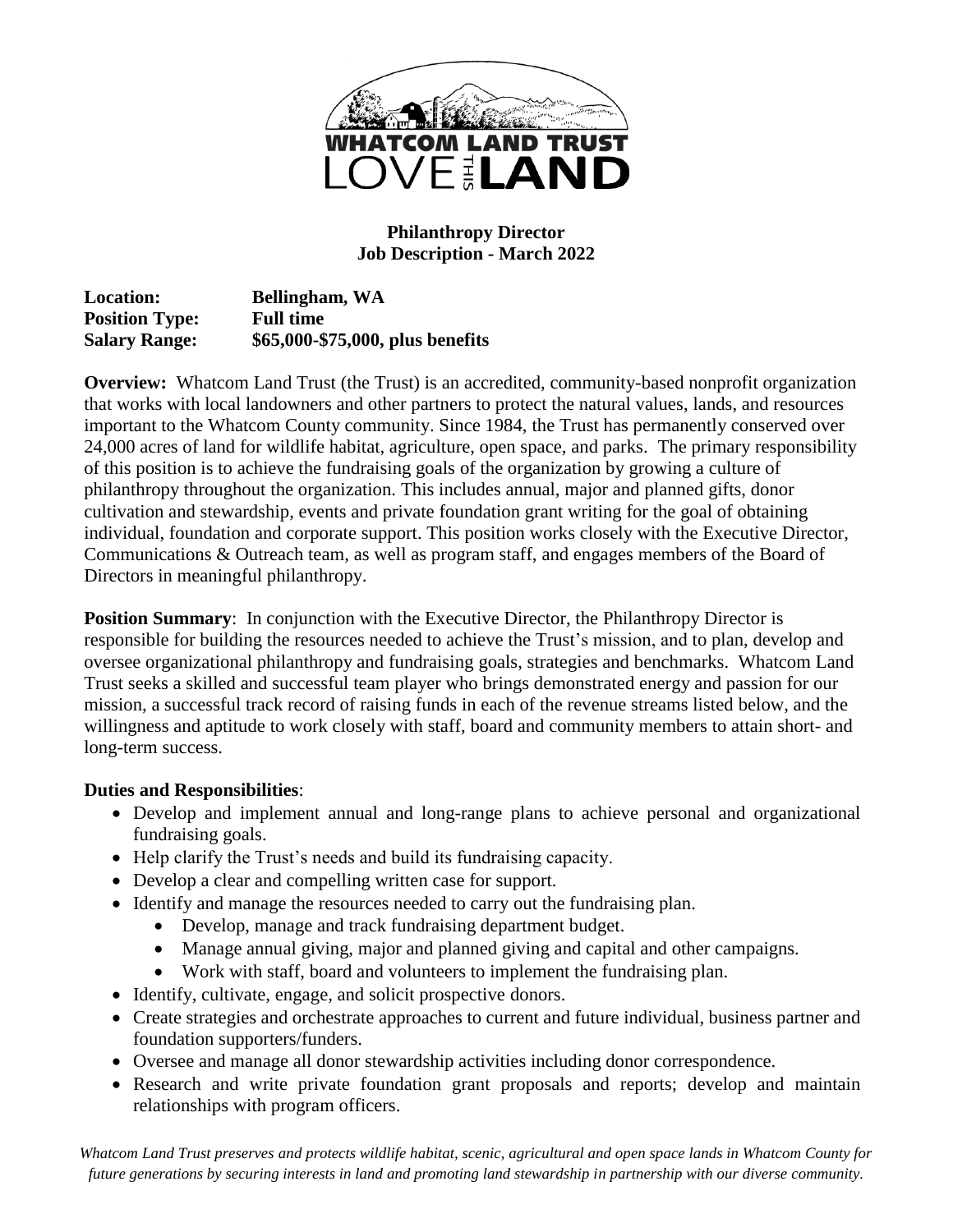WHATCOM LAND TRUST
LOVE THIS LAND

**Philanthropy Director**
**Job Description - March 2022**

**Location:** **Bellingham, WA**
**Position Type:** **Full time**
**Salary Range:** **$65,000-$75,000, plus benefits**

**Overview:** Whatcom Land Trust (the Trust) is an accredited, community-based nonprofit organization that works with local landowners and other partners to protect the natural values, lands, and resources important to the Whatcom County community. Since 1984, the Trust has permanently conserved over 24,000 acres of land for wildlife habitat, agriculture, open space, and parks. The primary responsibility of this position is to achieve the fundraising goals of the organization by growing a culture of philanthropy throughout the organization. This includes annual, major and planned gifts, donor cultivation and stewardship, events and private foundation grant writing for the goal of obtaining individual, foundation and corporate support. This position works closely with the Executive Director, Communications & Outreach team, as well as program staff, and engages members of the Board of Directors in meaningful philanthropy.

**Position Summary**: In conjunction with the Executive Director, the Philanthropy Director is responsible for building the resources needed to achieve the Trust's mission, and to plan, develop and oversee organizational philanthropy and fundraising goals, strategies and benchmarks. Whatcom Land Trust seeks a skilled and successful team player who brings demonstrated energy and passion for our mission, a successful track record of raising funds in each of the revenue streams listed below, and the willingness and aptitude to work closely with staff, board and community members to attain short- and long-term success.

**Duties and Responsibilities**:

- Develop and implement annual and long-range plans to achieve personal and organizational fundraising goals.
- Help clarify the Trust's needs and build its fundraising capacity.
- Develop a clear and compelling written case for support.
- Identify and manage the resources needed to carry out the fundraising plan.
  - Develop, manage and track fundraising department budget.
  - Manage annual giving, major and planned giving and capital and other campaigns.
  - Work with staff, board and volunteers to implement the fundraising plan.
- Identify, cultivate, engage, and solicit prospective donors.
- Create strategies and orchestrate approaches to current and future individual, business partner and foundation supporters/funders.
- Oversee and manage all donor stewardship activities including donor correspondence.
- Research and write private foundation grant proposals and reports; develop and maintain relationships with program officers.

*Whatcom Land Trust preserves and protects wildlife habitat, scenic, agricultural and open space lands in Whatcom County for future generations by securing interests in land and promoting land stewardship in partnership with our diverse community.*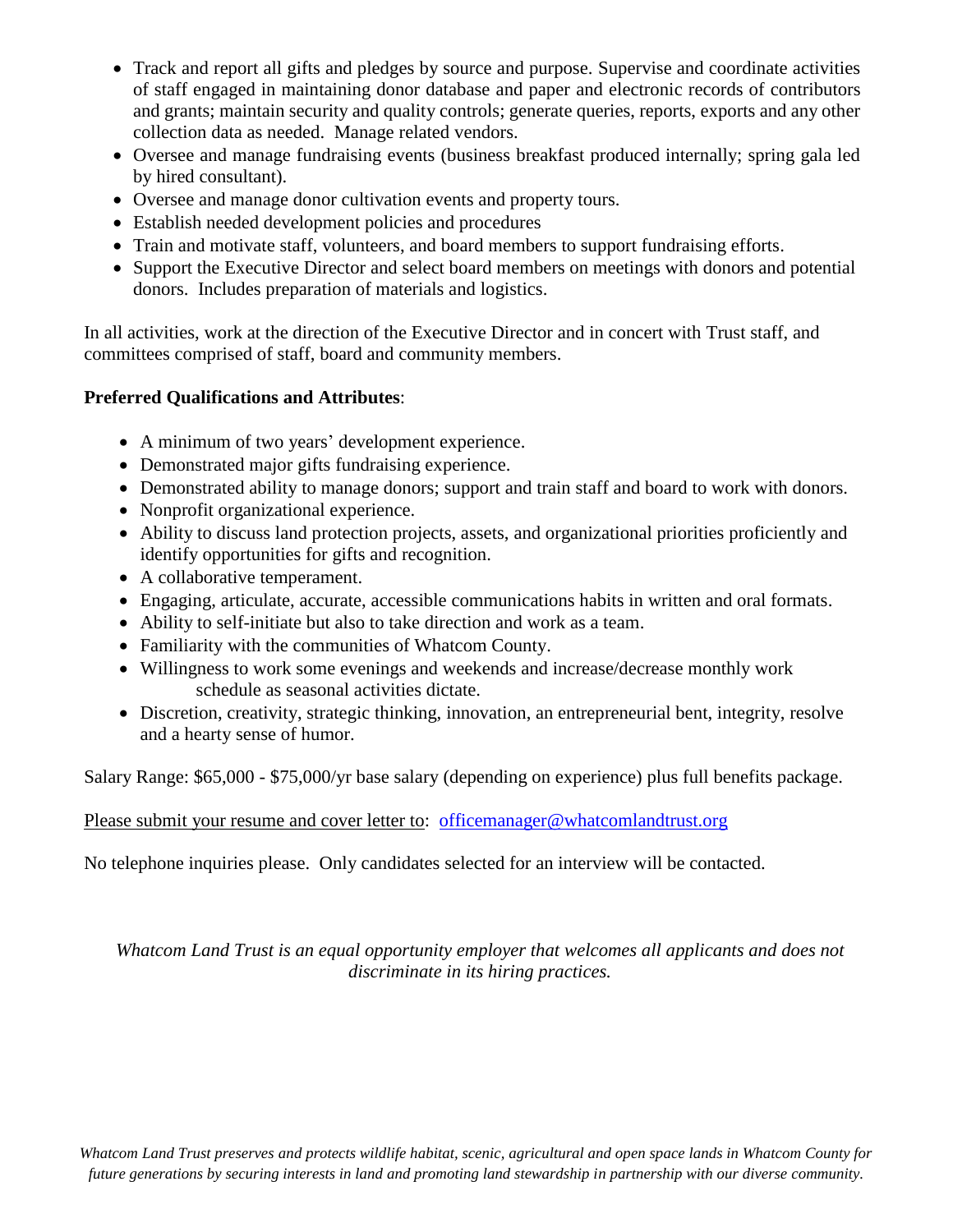- Track and report all gifts and pledges by source and purpose. Supervise and coordinate activities of staff engaged in maintaining donor database and paper and electronic records of contributors and grants; maintain security and quality controls; generate queries, reports, exports and any other collection data as needed. Manage related vendors.
- Oversee and manage fundraising events (business breakfast produced internally; spring gala led by hired consultant).
- Oversee and manage donor cultivation events and property tours.
- Establish needed development policies and procedures
- Train and motivate staff, volunteers, and board members to support fundraising efforts.
- Support the Executive Director and select board members on meetings with donors and potential donors. Includes preparation of materials and logistics.

In all activities, work at the direction of the Executive Director and in concert with Trust staff, and committees comprised of staff, board and community members.

**Preferred Qualifications and Attributes**:

- A minimum of two years' development experience.
- Demonstrated major gifts fundraising experience.
- Demonstrated ability to manage donors; support and train staff and board to work with donors.
- Nonprofit organizational experience.
- Ability to discuss land protection projects, assets, and organizational priorities proficiently and identify opportunities for gifts and recognition.
- A collaborative temperament.
- Engaging, articulate, accurate, accessible communications habits in written and oral formats.
- Ability to self-initiate but also to take direction and work as a team.
- Familiarity with the communities of Whatcom County.
- Willingness to work some evenings and weekends and increase/decrease monthly work schedule as seasonal activities dictate.
- Discretion, creativity, strategic thinking, innovation, an entrepreneurial bent, integrity, resolve and a hearty sense of humor.

Salary Range: $65,000 - $75,000/yr base salary (depending on experience) plus full benefits package.

Please submit your resume and cover letter to: officemanager@whatcomlandtrust.org

No telephone inquiries please. Only candidates selected for an interview will be contacted.

*Whatcom Land Trust is an equal opportunity employer that welcomes all applicants and does not discriminate in its hiring practices.*

*Whatcom Land Trust preserves and protects wildlife habitat, scenic, agricultural and open space lands in Whatcom County for future generations by securing interests in land and promoting land stewardship in partnership with our diverse community.*